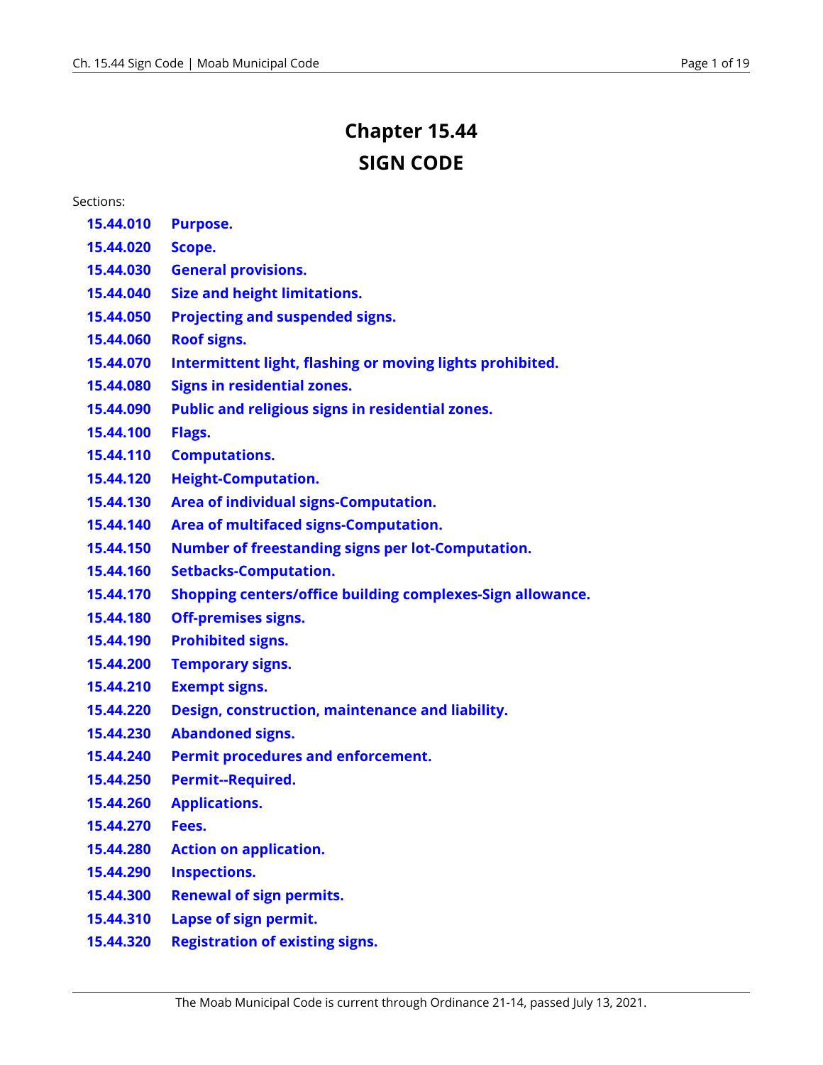# Chapter 15.44
# SIGN CODE

Sections:

| | |
|---|---|
| **15.44.010** | **Purpose.** |
| **15.44.020** | **Scope.** |
| **15.44.030** | **General provisions.** |
| **15.44.040** | **Size and height limitations.** |
| **15.44.050** | **Projecting and suspended signs.** |
| **15.44.060** | **Roof signs.** |
| **15.44.070** | **Intermittent light, flashing or moving lights prohibited.** |
| **15.44.080** | **Signs in residential zones.** |
| **15.44.090** | **Public and religious signs in residential zones.** |
| **15.44.100** | **Flags.** |
| **15.44.110** | **Computations.** |
| **15.44.120** | **Height-Computation.** |
| **15.44.130** | **Area of individual signs-Computation.** |
| **15.44.140** | **Area of multifaced signs-Computation.** |
| **15.44.150** | **Number of freestanding signs per lot-Computation.** |
| **15.44.160** | **Setbacks-Computation.** |
| **15.44.170** | **Shopping centers/office building complexes-Sign allowance.** |
| **15.44.180** | **Off-premises signs.** |
| **15.44.190** | **Prohibited signs.** |
| **15.44.200** | **Temporary signs.** |
| **15.44.210** | **Exempt signs.** |
| **15.44.220** | **Design, construction, maintenance and liability.** |
| **15.44.230** | **Abandoned signs.** |
| **15.44.240** | **Permit procedures and enforcement.** |
| **15.44.250** | **Permit--Required.** |
| **15.44.260** | **Applications.** |
| **15.44.270** | **Fees.** |
| **15.44.280** | **Action on application.** |
| **15.44.290** | **Inspections.** |
| **15.44.300** | **Renewal of sign permits.** |
| **15.44.310** | **Lapse of sign permit.** |
| **15.44.320** | **Registration of existing signs.** |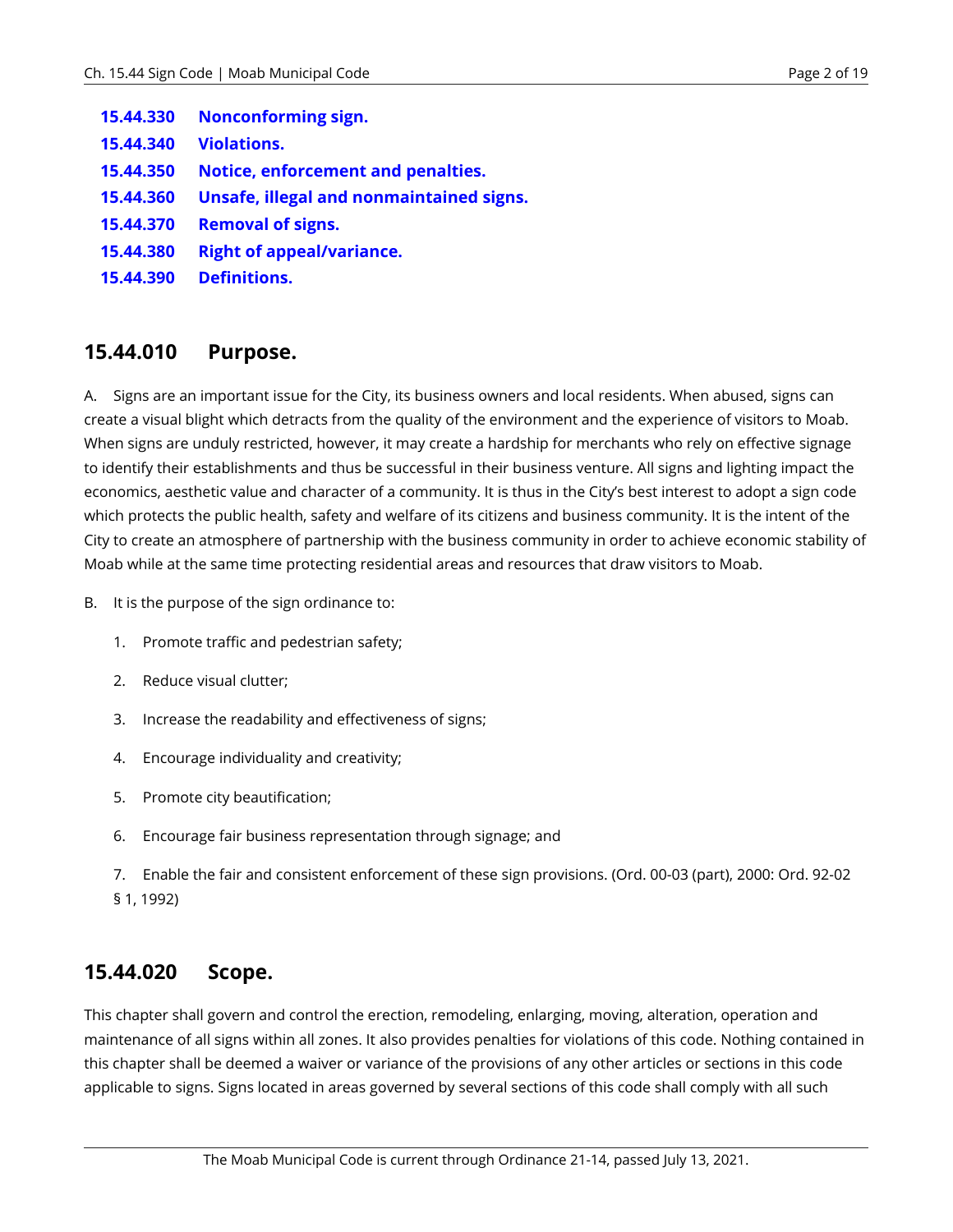| | |
|---|---|
| 15.44.330 | Nonconforming sign. |
| 15.44.340 | Violations. |
| 15.44.350 | Notice, enforcement and penalties. |
| 15.44.360 | Unsafe, illegal and nonmaintained signs. |
| 15.44.370 | Removal of signs. |
| 15.44.380 | Right of appeal/variance. |
| 15.44.390 | Definitions. |

## 15.44.010 Purpose.

A. Signs are an important issue for the City, its business owners and local residents. When abused, signs can create a visual blight which detracts from the quality of the environment and the experience of visitors to Moab. When signs are unduly restricted, however, it may create a hardship for merchants who rely on effective signage to identify their establishments and thus be successful in their business venture. All signs and lighting impact the economics, aesthetic value and character of a community. It is thus in the City's best interest to adopt a sign code which protects the public health, safety and welfare of its citizens and business community. It is the intent of the City to create an atmosphere of partnership with the business community in order to achieve economic stability of Moab while at the same time protecting residential areas and resources that draw visitors to Moab.

B. It is the purpose of the sign ordinance to:

1. Promote traffic and pedestrian safety;

2. Reduce visual clutter;

3. Increase the readability and effectiveness of signs;

4. Encourage individuality and creativity;

5. Promote city beautification;

6. Encourage fair business representation through signage; and

7. Enable the fair and consistent enforcement of these sign provisions. (Ord. 00-03 (part), 2000: Ord. 92-02 § 1, 1992)

## 15.44.020 Scope.

This chapter shall govern and control the erection, remodeling, enlarging, moving, alteration, operation and maintenance of all signs within all zones. It also provides penalties for violations of this code. Nothing contained in this chapter shall be deemed a waiver or variance of the provisions of any other articles or sections in this code applicable to signs. Signs located in areas governed by several sections of this code shall comply with all such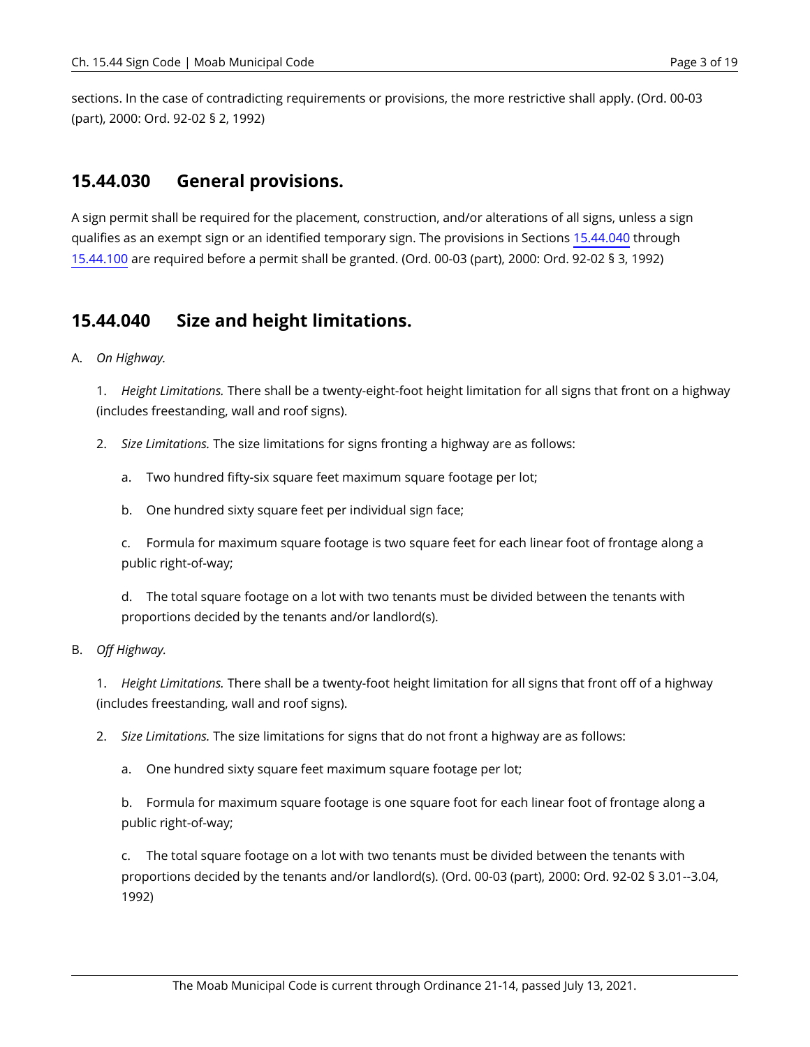sections. In the case of contradicting requirements or provisions, the more restrictive shall apply. (Ord. 00-03 (part), 2000: Ord. 92-02 § 2, 1992)

## 15.44.030 General provisions.

A sign permit shall be required for the placement, construction, and/or alterations of all signs, unless a sign qualifies as an exempt sign or an identified temporary sign. The provisions in Sections 15.44.040 through 15.44.100 are required before a permit shall be granted. (Ord. 00-03 (part), 2000: Ord. 92-02 § 3, 1992)

## 15.44.040 Size and height limitations.

A. *On Highway.*

1. *Height Limitations.* There shall be a twenty-eight-foot height limitation for all signs that front on a highway (includes freestanding, wall and roof signs).

2. *Size Limitations.* The size limitations for signs fronting a highway are as follows:

a. Two hundred fifty-six square feet maximum square footage per lot;

b. One hundred sixty square feet per individual sign face;

c. Formula for maximum square footage is two square feet for each linear foot of frontage along a public right-of-way;

d. The total square footage on a lot with two tenants must be divided between the tenants with proportions decided by the tenants and/or landlord(s).

B. *Off Highway.*

1. *Height Limitations.* There shall be a twenty-foot height limitation for all signs that front off of a highway (includes freestanding, wall and roof signs).

2. *Size Limitations.* The size limitations for signs that do not front a highway are as follows:

a. One hundred sixty square feet maximum square footage per lot;

b. Formula for maximum square footage is one square foot for each linear foot of frontage along a public right-of-way;

c. The total square footage on a lot with two tenants must be divided between the tenants with proportions decided by the tenants and/or landlord(s). (Ord. 00-03 (part), 2000: Ord. 92-02 § 3.01--3.04, 1992)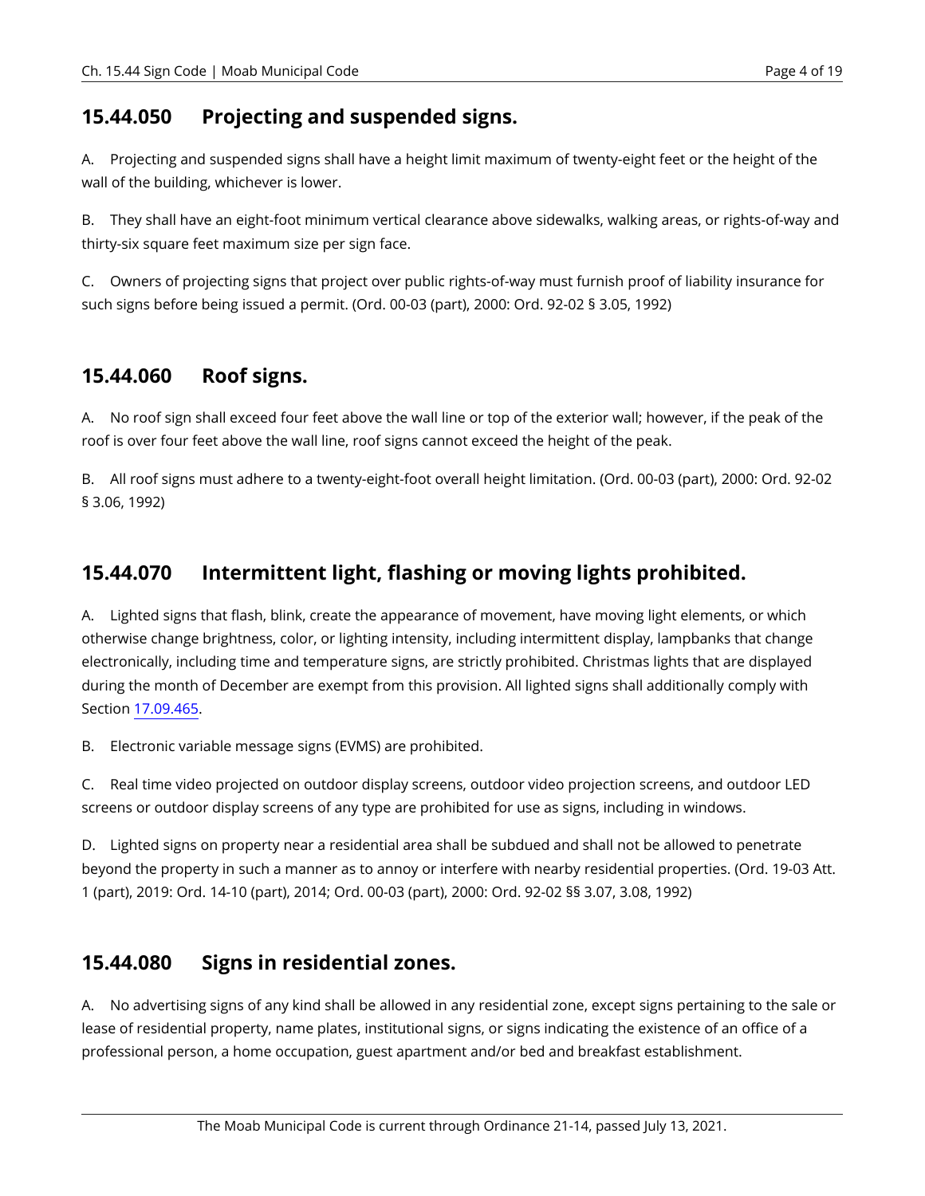## 15.44.050 Projecting and suspended signs.

A. Projecting and suspended signs shall have a height limit maximum of twenty-eight feet or the height of the wall of the building, whichever is lower.

B. They shall have an eight-foot minimum vertical clearance above sidewalks, walking areas, or rights-of-way and thirty-six square feet maximum size per sign face.

C. Owners of projecting signs that project over public rights-of-way must furnish proof of liability insurance for such signs before being issued a permit. (Ord. 00-03 (part), 2000: Ord. 92-02 § 3.05, 1992)

## 15.44.060 Roof signs.

A. No roof sign shall exceed four feet above the wall line or top of the exterior wall; however, if the peak of the roof is over four feet above the wall line, roof signs cannot exceed the height of the peak.

B. All roof signs must adhere to a twenty-eight-foot overall height limitation. (Ord. 00-03 (part), 2000: Ord. 92-02 § 3.06, 1992)

## 15.44.070 Intermittent light, flashing or moving lights prohibited.

A. Lighted signs that flash, blink, create the appearance of movement, have moving light elements, or which otherwise change brightness, color, or lighting intensity, including intermittent display, lampbanks that change electronically, including time and temperature signs, are strictly prohibited. Christmas lights that are displayed during the month of December are exempt from this provision. All lighted signs shall additionally comply with Section 17.09.465.

B. Electronic variable message signs (EVMS) are prohibited.

C. Real time video projected on outdoor display screens, outdoor video projection screens, and outdoor LED screens or outdoor display screens of any type are prohibited for use as signs, including in windows.

D. Lighted signs on property near a residential area shall be subdued and shall not be allowed to penetrate beyond the property in such a manner as to annoy or interfere with nearby residential properties. (Ord. 19-03 Att. 1 (part), 2019: Ord. 14-10 (part), 2014; Ord. 00-03 (part), 2000: Ord. 92-02 §§ 3.07, 3.08, 1992)

## 15.44.080 Signs in residential zones.

A. No advertising signs of any kind shall be allowed in any residential zone, except signs pertaining to the sale or lease of residential property, name plates, institutional signs, or signs indicating the existence of an office of a professional person, a home occupation, guest apartment and/or bed and breakfast establishment.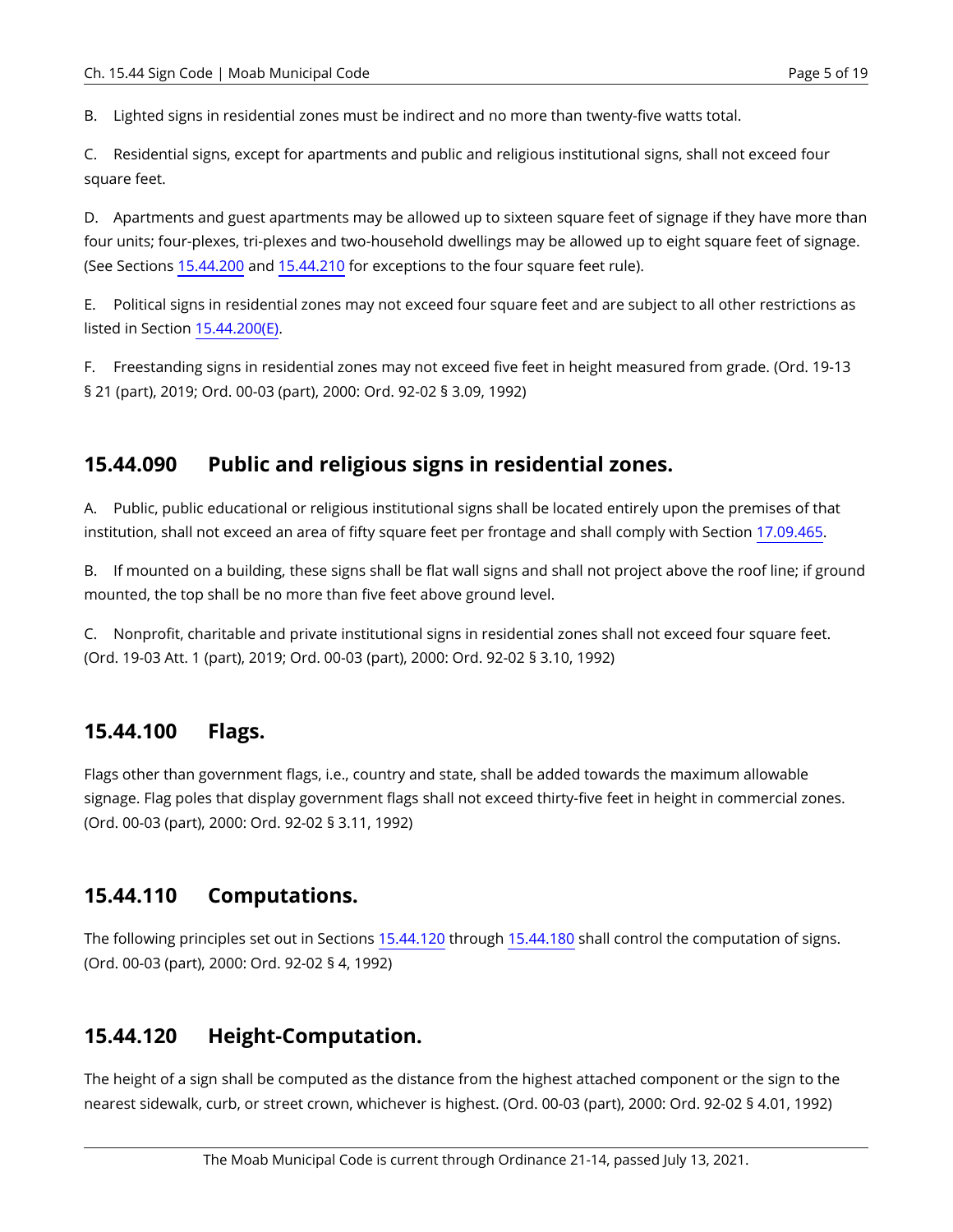B. Lighted signs in residential zones must be indirect and no more than twenty-five watts total.

C. Residential signs, except for apartments and public and religious institutional signs, shall not exceed four square feet.

D. Apartments and guest apartments may be allowed up to sixteen square feet of signage if they have more than four units; four-plexes, tri-plexes and two-household dwellings may be allowed up to eight square feet of signage. (See Sections 15.44.200 and 15.44.210 for exceptions to the four square feet rule).

E. Political signs in residential zones may not exceed four square feet and are subject to all other restrictions as listed in Section 15.44.200(E).

F. Freestanding signs in residential zones may not exceed five feet in height measured from grade. (Ord. 19-13 § 21 (part), 2019; Ord. 00-03 (part), 2000: Ord. 92-02 § 3.09, 1992)

## 15.44.090 Public and religious signs in residential zones.

A. Public, public educational or religious institutional signs shall be located entirely upon the premises of that institution, shall not exceed an area of fifty square feet per frontage and shall comply with Section 17.09.465.

B. If mounted on a building, these signs shall be flat wall signs and shall not project above the roof line; if ground mounted, the top shall be no more than five feet above ground level.

C. Nonprofit, charitable and private institutional signs in residential zones shall not exceed four square feet. (Ord. 19-03 Att. 1 (part), 2019; Ord. 00-03 (part), 2000: Ord. 92-02 § 3.10, 1992)

## 15.44.100 Flags.

Flags other than government flags, i.e., country and state, shall be added towards the maximum allowable signage. Flag poles that display government flags shall not exceed thirty-five feet in height in commercial zones. (Ord. 00-03 (part), 2000: Ord. 92-02 § 3.11, 1992)

## 15.44.110 Computations.

The following principles set out in Sections 15.44.120 through 15.44.180 shall control the computation of signs. (Ord. 00-03 (part), 2000: Ord. 92-02 § 4, 1992)

## 15.44.120 Height-Computation.

The height of a sign shall be computed as the distance from the highest attached component or the sign to the nearest sidewalk, curb, or street crown, whichever is highest. (Ord. 00-03 (part), 2000: Ord. 92-02 § 4.01, 1992)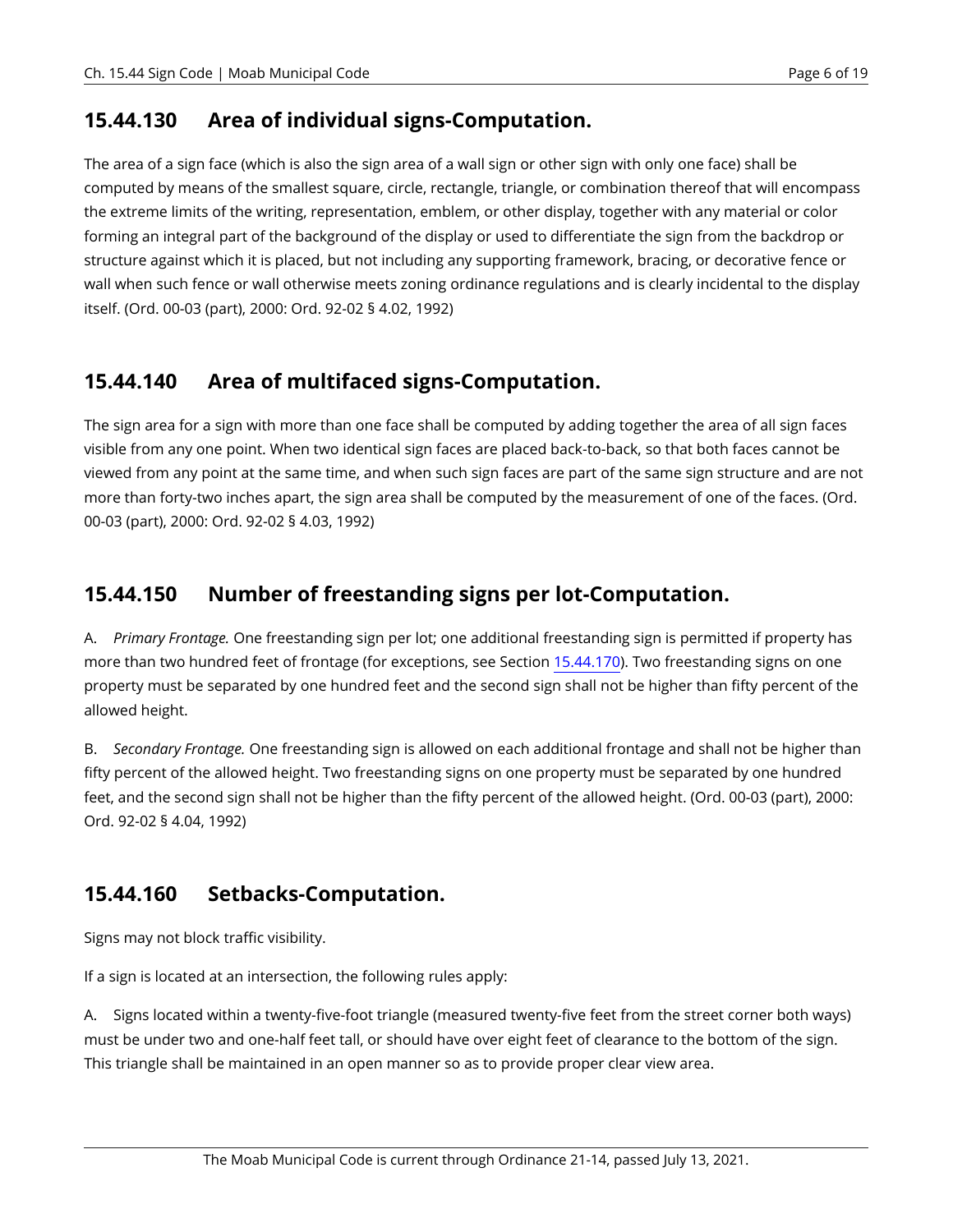## 15.44.130 Area of individual signs-Computation.

The area of a sign face (which is also the sign area of a wall sign or other sign with only one face) shall be computed by means of the smallest square, circle, rectangle, triangle, or combination thereof that will encompass the extreme limits of the writing, representation, emblem, or other display, together with any material or color forming an integral part of the background of the display or used to differentiate the sign from the backdrop or structure against which it is placed, but not including any supporting framework, bracing, or decorative fence or wall when such fence or wall otherwise meets zoning ordinance regulations and is clearly incidental to the display itself. (Ord. 00-03 (part), 2000: Ord. 92-02 § 4.02, 1992)

## 15.44.140 Area of multifaced signs-Computation.

The sign area for a sign with more than one face shall be computed by adding together the area of all sign faces visible from any one point. When two identical sign faces are placed back-to-back, so that both faces cannot be viewed from any point at the same time, and when such sign faces are part of the same sign structure and are not more than forty-two inches apart, the sign area shall be computed by the measurement of one of the faces. (Ord. 00-03 (part), 2000: Ord. 92-02 § 4.03, 1992)

## 15.44.150 Number of freestanding signs per lot-Computation.

A. *Primary Frontage.* One freestanding sign per lot; one additional freestanding sign is permitted if property has more than two hundred feet of frontage (for exceptions, see Section 15.44.170). Two freestanding signs on one property must be separated by one hundred feet and the second sign shall not be higher than fifty percent of the allowed height.

B. *Secondary Frontage.* One freestanding sign is allowed on each additional frontage and shall not be higher than fifty percent of the allowed height. Two freestanding signs on one property must be separated by one hundred feet, and the second sign shall not be higher than the fifty percent of the allowed height. (Ord. 00-03 (part), 2000: Ord. 92-02 § 4.04, 1992)

## 15.44.160 Setbacks-Computation.

Signs may not block traffic visibility.

If a sign is located at an intersection, the following rules apply:

A. Signs located within a twenty-five-foot triangle (measured twenty-five feet from the street corner both ways) must be under two and one-half feet tall, or should have over eight feet of clearance to the bottom of the sign. This triangle shall be maintained in an open manner so as to provide proper clear view area.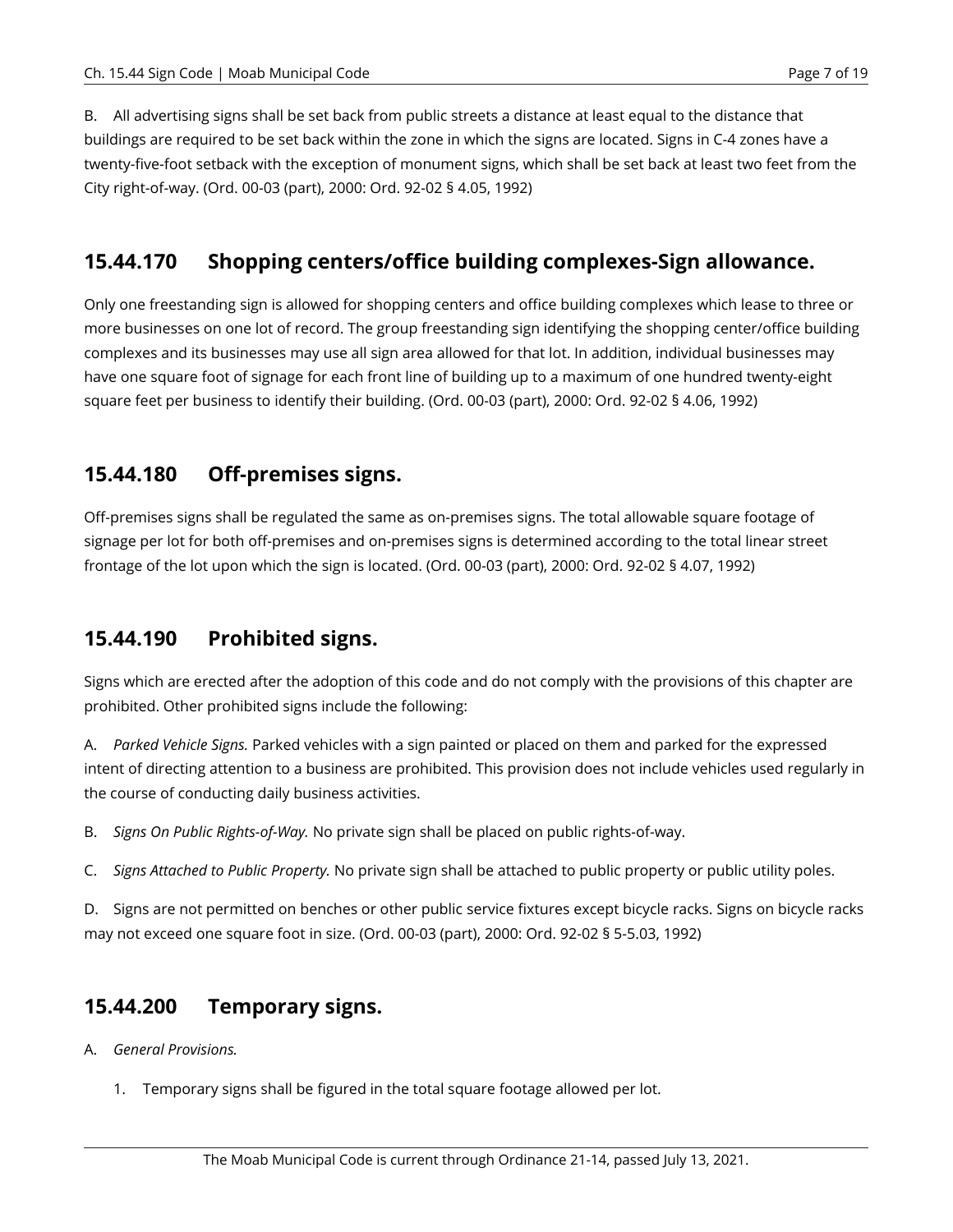B. All advertising signs shall be set back from public streets a distance at least equal to the distance that buildings are required to be set back within the zone in which the signs are located. Signs in C-4 zones have a twenty-five-foot setback with the exception of monument signs, which shall be set back at least two feet from the City right-of-way. (Ord. 00-03 (part), 2000: Ord. 92-02 § 4.05, 1992)

## 15.44.170 Shopping centers/office building complexes-Sign allowance.

Only one freestanding sign is allowed for shopping centers and office building complexes which lease to three or more businesses on one lot of record. The group freestanding sign identifying the shopping center/office building complexes and its businesses may use all sign area allowed for that lot. In addition, individual businesses may have one square foot of signage for each front line of building up to a maximum of one hundred twenty-eight square feet per business to identify their building. (Ord. 00-03 (part), 2000: Ord. 92-02 § 4.06, 1992)

## 15.44.180 Off-premises signs.

Off-premises signs shall be regulated the same as on-premises signs. The total allowable square footage of signage per lot for both off-premises and on-premises signs is determined according to the total linear street frontage of the lot upon which the sign is located. (Ord. 00-03 (part), 2000: Ord. 92-02 § 4.07, 1992)

## 15.44.190 Prohibited signs.

Signs which are erected after the adoption of this code and do not comply with the provisions of this chapter are prohibited. Other prohibited signs include the following:

A. *Parked Vehicle Signs.* Parked vehicles with a sign painted or placed on them and parked for the expressed intent of directing attention to a business are prohibited. This provision does not include vehicles used regularly in the course of conducting daily business activities.

B. *Signs On Public Rights-of-Way.* No private sign shall be placed on public rights-of-way.

C. *Signs Attached to Public Property.* No private sign shall be attached to public property or public utility poles.

D. Signs are not permitted on benches or other public service fixtures except bicycle racks. Signs on bicycle racks may not exceed one square foot in size. (Ord. 00-03 (part), 2000: Ord. 92-02 § 5-5.03, 1992)

## 15.44.200 Temporary signs.

A. *General Provisions.*

1. Temporary signs shall be figured in the total square footage allowed per lot.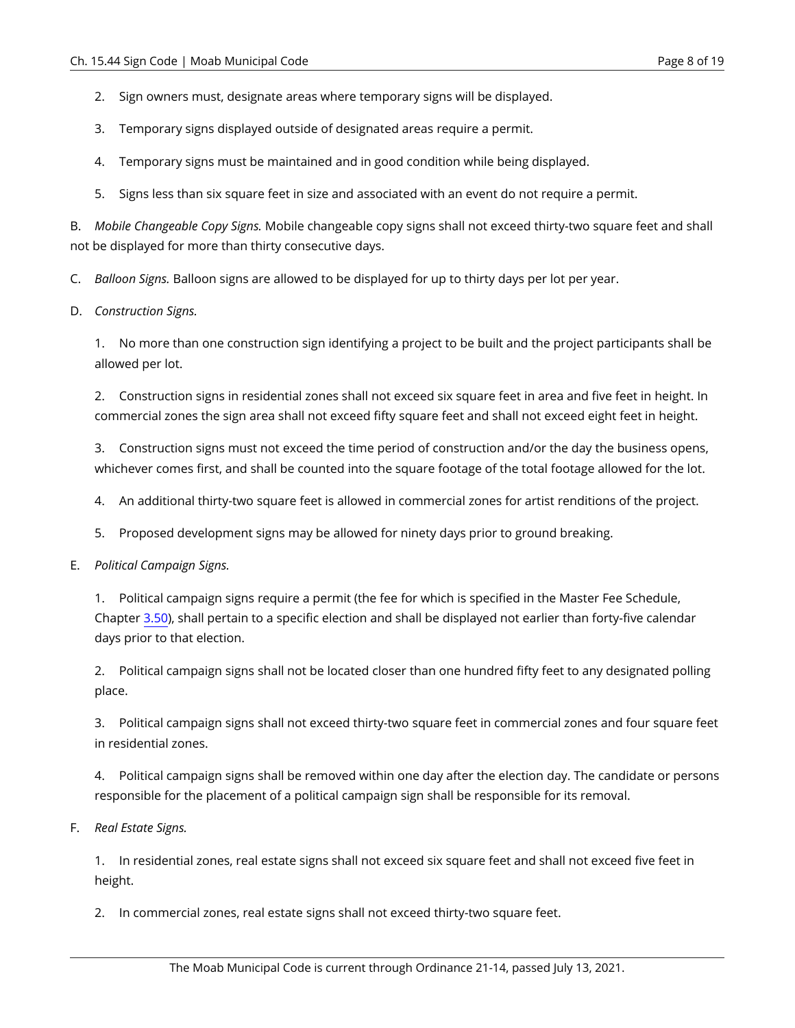2. Sign owners must, designate areas where temporary signs will be displayed.

3. Temporary signs displayed outside of designated areas require a permit.

4. Temporary signs must be maintained and in good condition while being displayed.

5. Signs less than six square feet in size and associated with an event do not require a permit.

B. *Mobile Changeable Copy Signs.* Mobile changeable copy signs shall not exceed thirty-two square feet and shall not be displayed for more than thirty consecutive days.

C. *Balloon Signs.* Balloon signs are allowed to be displayed for up to thirty days per lot per year.

D. *Construction Signs.*

1. No more than one construction sign identifying a project to be built and the project participants shall be allowed per lot.

2. Construction signs in residential zones shall not exceed six square feet in area and five feet in height. In commercial zones the sign area shall not exceed fifty square feet and shall not exceed eight feet in height.

3. Construction signs must not exceed the time period of construction and/or the day the business opens, whichever comes first, and shall be counted into the square footage of the total footage allowed for the lot.

4. An additional thirty-two square feet is allowed in commercial zones for artist renditions of the project.

5. Proposed development signs may be allowed for ninety days prior to ground breaking.

E. *Political Campaign Signs.*

1. Political campaign signs require a permit (the fee for which is specified in the Master Fee Schedule, Chapter 3.50), shall pertain to a specific election and shall be displayed not earlier than forty-five calendar days prior to that election.

2. Political campaign signs shall not be located closer than one hundred fifty feet to any designated polling place.

3. Political campaign signs shall not exceed thirty-two square feet in commercial zones and four square feet in residential zones.

4. Political campaign signs shall be removed within one day after the election day. The candidate or persons responsible for the placement of a political campaign sign shall be responsible for its removal.

F. *Real Estate Signs.*

1. In residential zones, real estate signs shall not exceed six square feet and shall not exceed five feet in height.

2. In commercial zones, real estate signs shall not exceed thirty-two square feet.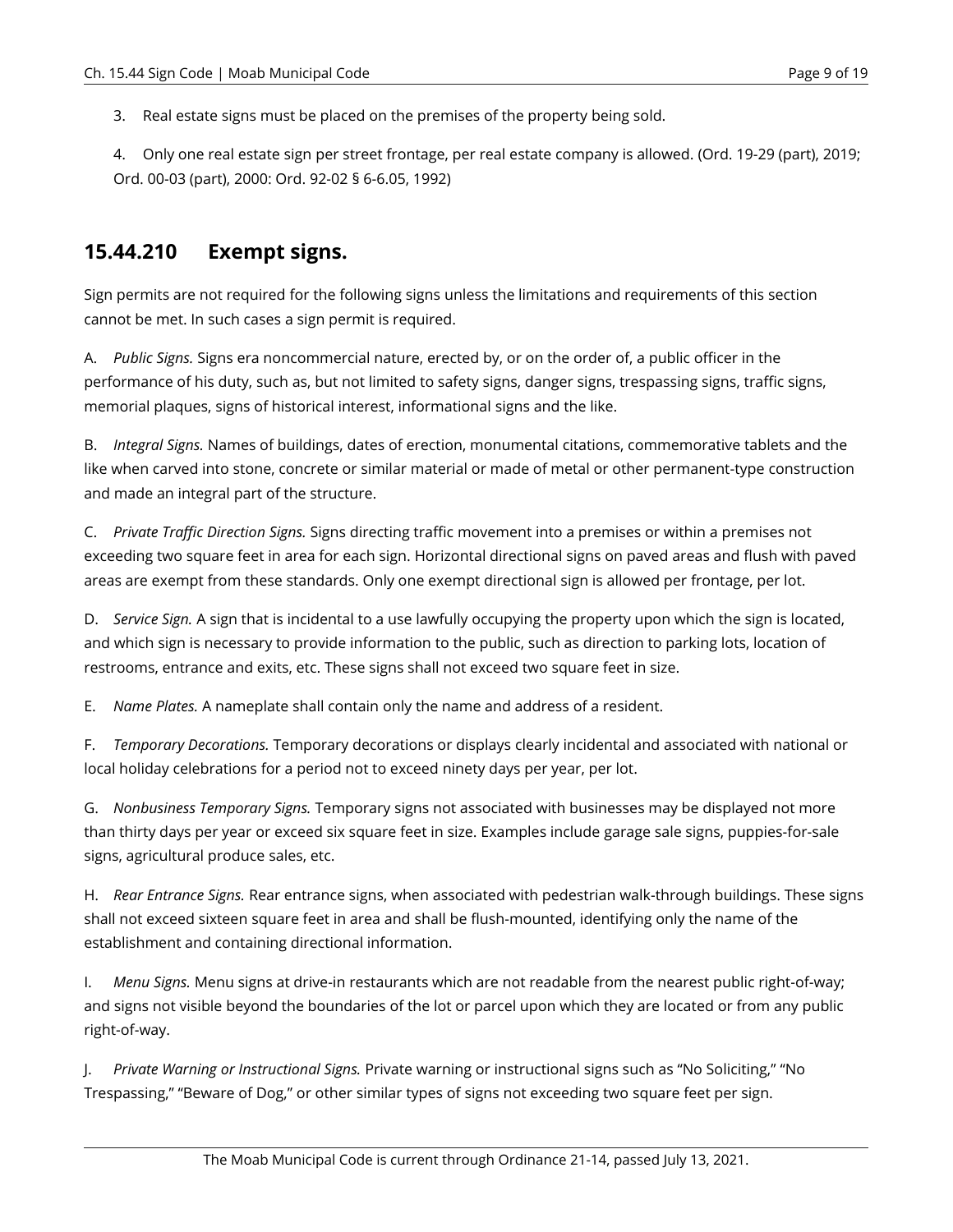3. Real estate signs must be placed on the premises of the property being sold.

4. Only one real estate sign per street frontage, per real estate company is allowed. (Ord. 19-29 (part), 2019; Ord. 00-03 (part), 2000: Ord. 92-02 § 6-6.05, 1992)

## 15.44.210 Exempt signs.

Sign permits are not required for the following signs unless the limitations and requirements of this section cannot be met. In such cases a sign permit is required.

A. *Public Signs.* Signs era noncommercial nature, erected by, or on the order of, a public officer in the performance of his duty, such as, but not limited to safety signs, danger signs, trespassing signs, traffic signs, memorial plaques, signs of historical interest, informational signs and the like.

B. *Integral Signs.* Names of buildings, dates of erection, monumental citations, commemorative tablets and the like when carved into stone, concrete or similar material or made of metal or other permanent-type construction and made an integral part of the structure.

C. *Private Traffic Direction Signs.* Signs directing traffic movement into a premises or within a premises not exceeding two square feet in area for each sign. Horizontal directional signs on paved areas and flush with paved areas are exempt from these standards. Only one exempt directional sign is allowed per frontage, per lot.

D. *Service Sign.* A sign that is incidental to a use lawfully occupying the property upon which the sign is located, and which sign is necessary to provide information to the public, such as direction to parking lots, location of restrooms, entrance and exits, etc. These signs shall not exceed two square feet in size.

E. *Name Plates.* A nameplate shall contain only the name and address of a resident.

F. *Temporary Decorations.* Temporary decorations or displays clearly incidental and associated with national or local holiday celebrations for a period not to exceed ninety days per year, per lot.

G. *Nonbusiness Temporary Signs.* Temporary signs not associated with businesses may be displayed not more than thirty days per year or exceed six square feet in size. Examples include garage sale signs, puppies-for-sale signs, agricultural produce sales, etc.

H. *Rear Entrance Signs.* Rear entrance signs, when associated with pedestrian walk-through buildings. These signs shall not exceed sixteen square feet in area and shall be flush-mounted, identifying only the name of the establishment and containing directional information.

I. *Menu Signs.* Menu signs at drive-in restaurants which are not readable from the nearest public right-of-way; and signs not visible beyond the boundaries of the lot or parcel upon which they are located or from any public right-of-way.

J. *Private Warning or Instructional Signs.* Private warning or instructional signs such as “No Soliciting,” “No Trespassing,” “Beware of Dog,” or other similar types of signs not exceeding two square feet per sign.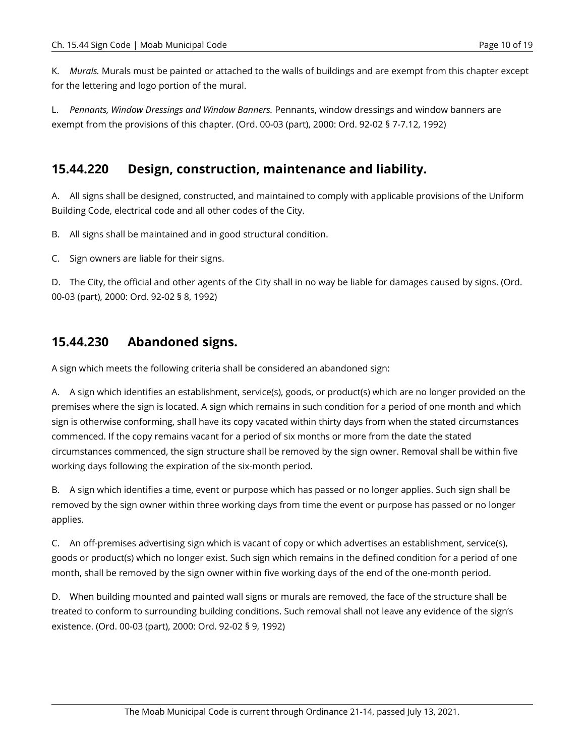K. *Murals.* Murals must be painted or attached to the walls of buildings and are exempt from this chapter except for the lettering and logo portion of the mural.

L. *Pennants, Window Dressings and Window Banners.* Pennants, window dressings and window banners are exempt from the provisions of this chapter. (Ord. 00-03 (part), 2000: Ord. 92-02 § 7-7.12, 1992)

## 15.44.220 Design, construction, maintenance and liability.

A. All signs shall be designed, constructed, and maintained to comply with applicable provisions of the Uniform Building Code, electrical code and all other codes of the City.

B. All signs shall be maintained and in good structural condition.

C. Sign owners are liable for their signs.

D. The City, the official and other agents of the City shall in no way be liable for damages caused by signs. (Ord. 00-03 (part), 2000: Ord. 92-02 § 8, 1992)

## 15.44.230 Abandoned signs.

A sign which meets the following criteria shall be considered an abandoned sign:

A. A sign which identifies an establishment, service(s), goods, or product(s) which are no longer provided on the premises where the sign is located. A sign which remains in such condition for a period of one month and which sign is otherwise conforming, shall have its copy vacated within thirty days from when the stated circumstances commenced. If the copy remains vacant for a period of six months or more from the date the stated circumstances commenced, the sign structure shall be removed by the sign owner. Removal shall be within five working days following the expiration of the six-month period.

B. A sign which identifies a time, event or purpose which has passed or no longer applies. Such sign shall be removed by the sign owner within three working days from time the event or purpose has passed or no longer applies.

C. An off-premises advertising sign which is vacant of copy or which advertises an establishment, service(s), goods or product(s) which no longer exist. Such sign which remains in the defined condition for a period of one month, shall be removed by the sign owner within five working days of the end of the one-month period.

D. When building mounted and painted wall signs or murals are removed, the face of the structure shall be treated to conform to surrounding building conditions. Such removal shall not leave any evidence of the sign's existence. (Ord. 00-03 (part), 2000: Ord. 92-02 § 9, 1992)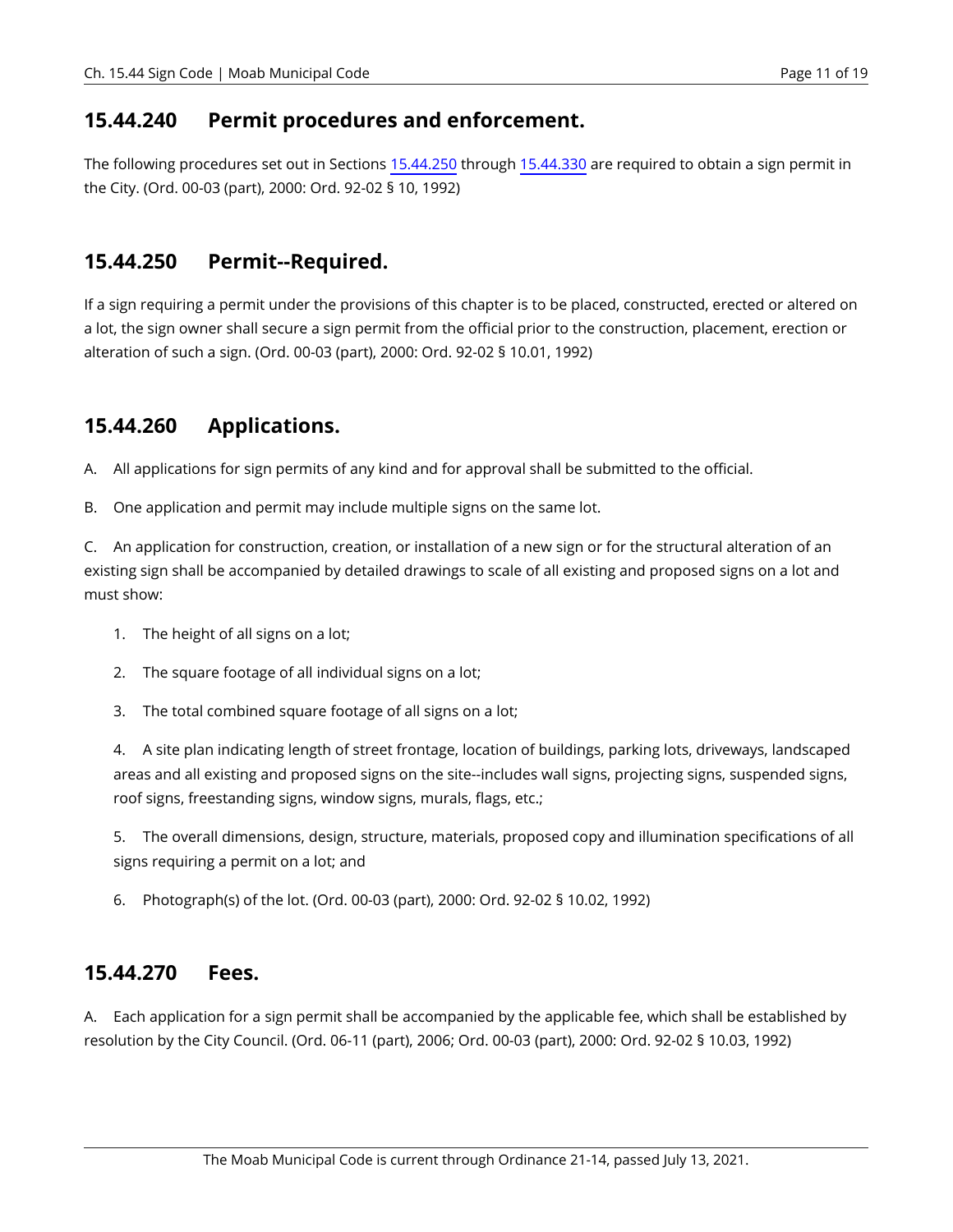## 15.44.240 Permit procedures and enforcement.

The following procedures set out in Sections 15.44.250 through 15.44.330 are required to obtain a sign permit in the City. (Ord. 00-03 (part), 2000: Ord. 92-02 § 10, 1992)

## 15.44.250 Permit--Required.

If a sign requiring a permit under the provisions of this chapter is to be placed, constructed, erected or altered on a lot, the sign owner shall secure a sign permit from the official prior to the construction, placement, erection or alteration of such a sign. (Ord. 00-03 (part), 2000: Ord. 92-02 § 10.01, 1992)

## 15.44.260 Applications.

A. All applications for sign permits of any kind and for approval shall be submitted to the official.

B. One application and permit may include multiple signs on the same lot.

C. An application for construction, creation, or installation of a new sign or for the structural alteration of an existing sign shall be accompanied by detailed drawings to scale of all existing and proposed signs on a lot and must show:

1. The height of all signs on a lot;

2. The square footage of all individual signs on a lot;

3. The total combined square footage of all signs on a lot;

4. A site plan indicating length of street frontage, location of buildings, parking lots, driveways, landscaped areas and all existing and proposed signs on the site--includes wall signs, projecting signs, suspended signs, roof signs, freestanding signs, window signs, murals, flags, etc.;

5. The overall dimensions, design, structure, materials, proposed copy and illumination specifications of all signs requiring a permit on a lot; and

6. Photograph(s) of the lot. (Ord. 00-03 (part), 2000: Ord. 92-02 § 10.02, 1992)

## 15.44.270 Fees.

A. Each application for a sign permit shall be accompanied by the applicable fee, which shall be established by resolution by the City Council. (Ord. 06-11 (part), 2006; Ord. 00-03 (part), 2000: Ord. 92-02 § 10.03, 1992)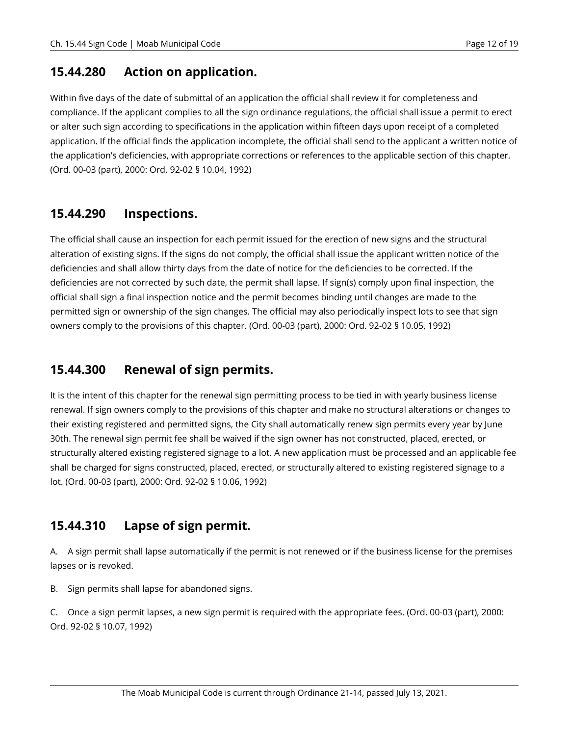## 15.44.280 Action on application.

Within five days of the date of submittal of an application the official shall review it for completeness and compliance. If the applicant complies to all the sign ordinance regulations, the official shall issue a permit to erect or alter such sign according to specifications in the application within fifteen days upon receipt of a completed application. If the official finds the application incomplete, the official shall send to the applicant a written notice of the application's deficiencies, with appropriate corrections or references to the applicable section of this chapter. (Ord. 00-03 (part), 2000: Ord. 92-02 § 10.04, 1992)

## 15.44.290 Inspections.

The official shall cause an inspection for each permit issued for the erection of new signs and the structural alteration of existing signs. If the signs do not comply, the official shall issue the applicant written notice of the deficiencies and shall allow thirty days from the date of notice for the deficiencies to be corrected. If the deficiencies are not corrected by such date, the permit shall lapse. If sign(s) comply upon final inspection, the official shall sign a final inspection notice and the permit becomes binding until changes are made to the permitted sign or ownership of the sign changes. The official may also periodically inspect lots to see that sign owners comply to the provisions of this chapter. (Ord. 00-03 (part), 2000: Ord. 92-02 § 10.05, 1992)

## 15.44.300 Renewal of sign permits.

It is the intent of this chapter for the renewal sign permitting process to be tied in with yearly business license renewal. If sign owners comply to the provisions of this chapter and make no structural alterations or changes to their existing registered and permitted signs, the City shall automatically renew sign permits every year by June 30th. The renewal sign permit fee shall be waived if the sign owner has not constructed, placed, erected, or structurally altered existing registered signage to a lot. A new application must be processed and an applicable fee shall be charged for signs constructed, placed, erected, or structurally altered to existing registered signage to a lot. (Ord. 00-03 (part), 2000: Ord. 92-02 § 10.06, 1992)

## 15.44.310 Lapse of sign permit.

A. A sign permit shall lapse automatically if the permit is not renewed or if the business license for the premises lapses or is revoked.

B. Sign permits shall lapse for abandoned signs.

C. Once a sign permit lapses, a new sign permit is required with the appropriate fees. (Ord. 00-03 (part), 2000: Ord. 92-02 § 10.07, 1992)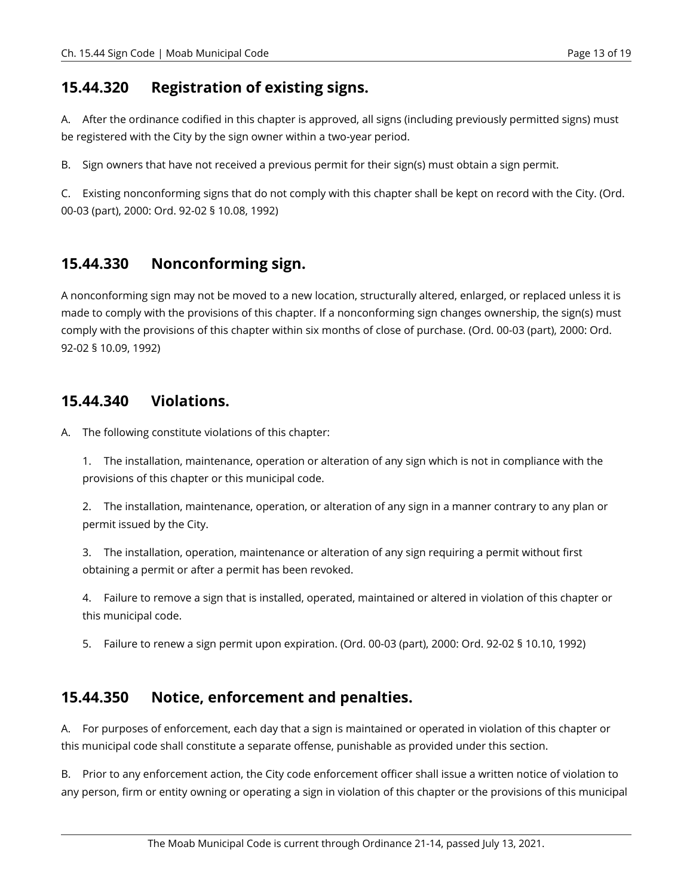## 15.44.320 Registration of existing signs.

A. After the ordinance codified in this chapter is approved, all signs (including previously permitted signs) must be registered with the City by the sign owner within a two-year period.

B. Sign owners that have not received a previous permit for their sign(s) must obtain a sign permit.

C. Existing nonconforming signs that do not comply with this chapter shall be kept on record with the City. (Ord. 00-03 (part), 2000: Ord. 92-02 § 10.08, 1992)

## 15.44.330 Nonconforming sign.

A nonconforming sign may not be moved to a new location, structurally altered, enlarged, or replaced unless it is made to comply with the provisions of this chapter. If a nonconforming sign changes ownership, the sign(s) must comply with the provisions of this chapter within six months of close of purchase. (Ord. 00-03 (part), 2000: Ord. 92-02 § 10.09, 1992)

## 15.44.340 Violations.

A. The following constitute violations of this chapter:

1. The installation, maintenance, operation or alteration of any sign which is not in compliance with the provisions of this chapter or this municipal code.

2. The installation, maintenance, operation, or alteration of any sign in a manner contrary to any plan or permit issued by the City.

3. The installation, operation, maintenance or alteration of any sign requiring a permit without first obtaining a permit or after a permit has been revoked.

4. Failure to remove a sign that is installed, operated, maintained or altered in violation of this chapter or this municipal code.

5. Failure to renew a sign permit upon expiration. (Ord. 00-03 (part), 2000: Ord. 92-02 § 10.10, 1992)

## 15.44.350 Notice, enforcement and penalties.

A. For purposes of enforcement, each day that a sign is maintained or operated in violation of this chapter or this municipal code shall constitute a separate offense, punishable as provided under this section.

B. Prior to any enforcement action, the City code enforcement officer shall issue a written notice of violation to any person, firm or entity owning or operating a sign in violation of this chapter or the provisions of this municipal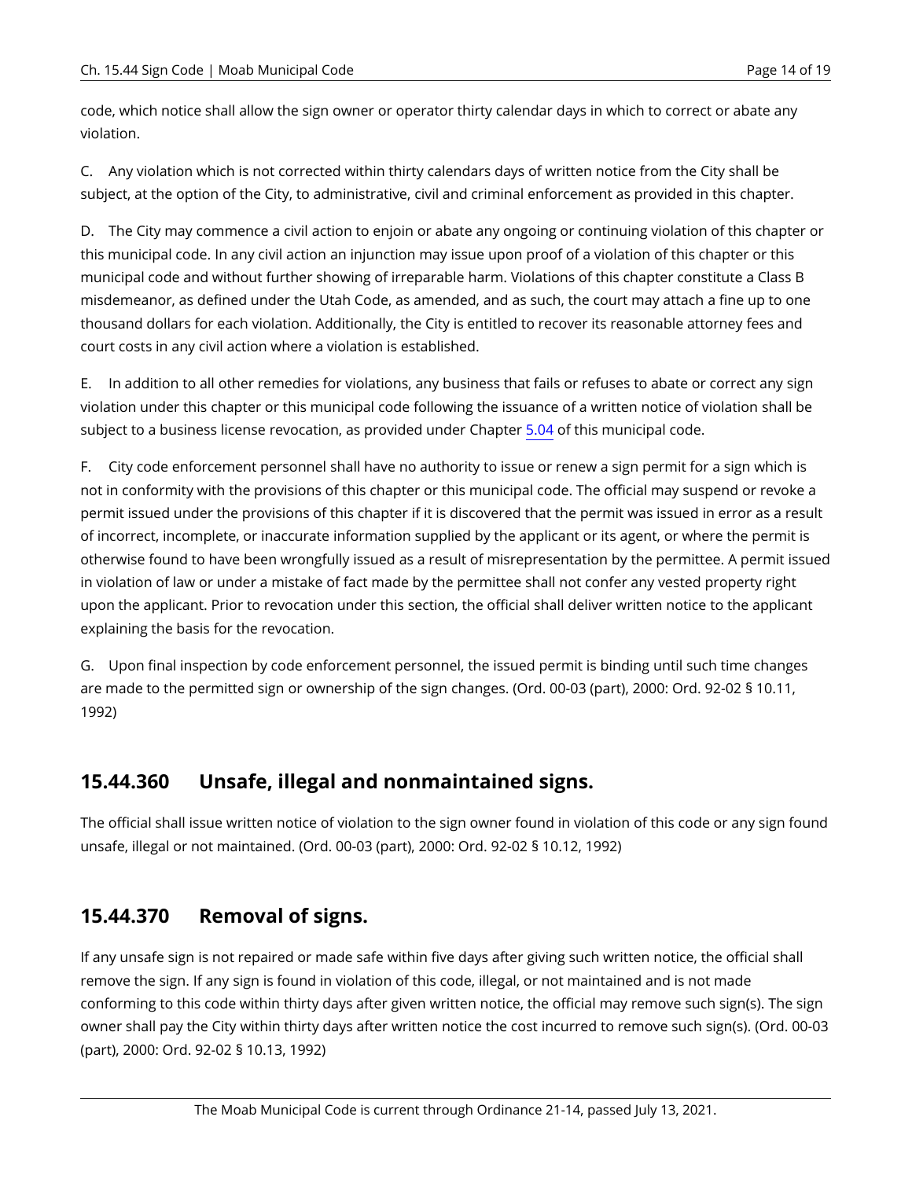code, which notice shall allow the sign owner or operator thirty calendar days in which to correct or abate any violation.

C. Any violation which is not corrected within thirty calendars days of written notice from the City shall be subject, at the option of the City, to administrative, civil and criminal enforcement as provided in this chapter.

D. The City may commence a civil action to enjoin or abate any ongoing or continuing violation of this chapter or this municipal code. In any civil action an injunction may issue upon proof of a violation of this chapter or this municipal code and without further showing of irreparable harm. Violations of this chapter constitute a Class B misdemeanor, as defined under the Utah Code, as amended, and as such, the court may attach a fine up to one thousand dollars for each violation. Additionally, the City is entitled to recover its reasonable attorney fees and court costs in any civil action where a violation is established.

E. In addition to all other remedies for violations, any business that fails or refuses to abate or correct any sign violation under this chapter or this municipal code following the issuance of a written notice of violation shall be subject to a business license revocation, as provided under Chapter 5.04 of this municipal code.

F. City code enforcement personnel shall have no authority to issue or renew a sign permit for a sign which is not in conformity with the provisions of this chapter or this municipal code. The official may suspend or revoke a permit issued under the provisions of this chapter if it is discovered that the permit was issued in error as a result of incorrect, incomplete, or inaccurate information supplied by the applicant or its agent, or where the permit is otherwise found to have been wrongfully issued as a result of misrepresentation by the permittee. A permit issued in violation of law or under a mistake of fact made by the permittee shall not confer any vested property right upon the applicant. Prior to revocation under this section, the official shall deliver written notice to the applicant explaining the basis for the revocation.

G. Upon final inspection by code enforcement personnel, the issued permit is binding until such time changes are made to the permitted sign or ownership of the sign changes. (Ord. 00-03 (part), 2000: Ord. 92-02 § 10.11, 1992)

## 15.44.360 Unsafe, illegal and nonmaintained signs.

The official shall issue written notice of violation to the sign owner found in violation of this code or any sign found unsafe, illegal or not maintained. (Ord. 00-03 (part), 2000: Ord. 92-02 § 10.12, 1992)

## 15.44.370 Removal of signs.

If any unsafe sign is not repaired or made safe within five days after giving such written notice, the official shall remove the sign. If any sign is found in violation of this code, illegal, or not maintained and is not made conforming to this code within thirty days after given written notice, the official may remove such sign(s). The sign owner shall pay the City within thirty days after written notice the cost incurred to remove such sign(s). (Ord. 00-03 (part), 2000: Ord. 92-02 § 10.13, 1992)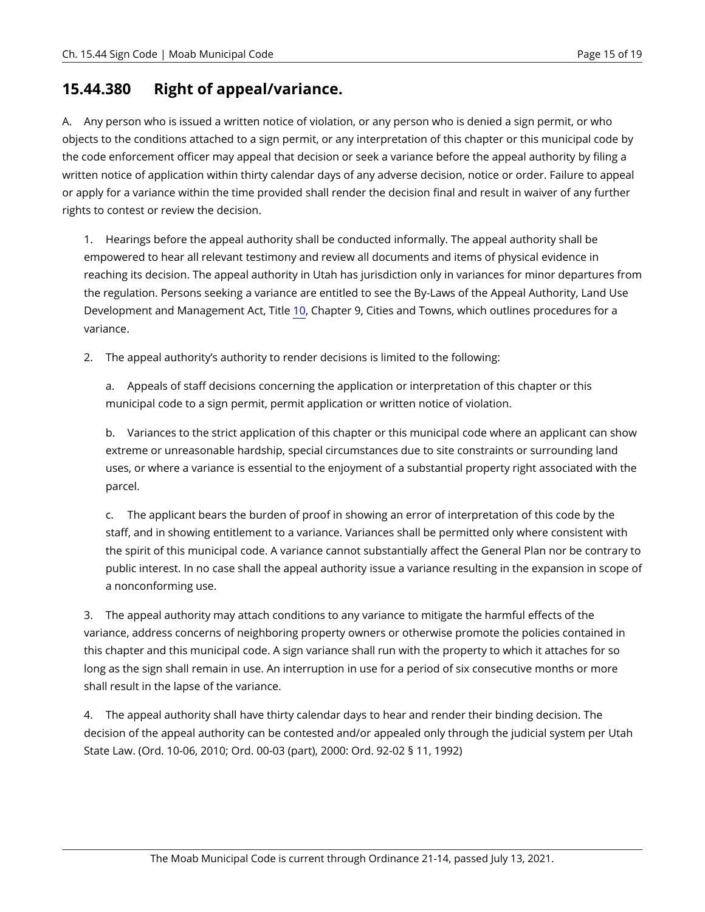## 15.44.380 Right of appeal/variance.

A. Any person who is issued a written notice of violation, or any person who is denied a sign permit, or who objects to the conditions attached to a sign permit, or any interpretation of this chapter or this municipal code by the code enforcement officer may appeal that decision or seek a variance before the appeal authority by filing a written notice of application within thirty calendar days of any adverse decision, notice or order. Failure to appeal or apply for a variance within the time provided shall render the decision final and result in waiver of any further rights to contest or review the decision.

1. Hearings before the appeal authority shall be conducted informally. The appeal authority shall be empowered to hear all relevant testimony and review all documents and items of physical evidence in reaching its decision. The appeal authority in Utah has jurisdiction only in variances for minor departures from the regulation. Persons seeking a variance are entitled to see the By-Laws of the Appeal Authority, Land Use Development and Management Act, Title 10, Chapter 9, Cities and Towns, which outlines procedures for a variance.

2. The appeal authority's authority to render decisions is limited to the following:

   a. Appeals of staff decisions concerning the application or interpretation of this chapter or this municipal code to a sign permit, permit application or written notice of violation.

   b. Variances to the strict application of this chapter or this municipal code where an applicant can show extreme or unreasonable hardship, special circumstances due to site constraints or surrounding land uses, or where a variance is essential to the enjoyment of a substantial property right associated with the parcel.

   c. The applicant bears the burden of proof in showing an error of interpretation of this code by the staff, and in showing entitlement to a variance. Variances shall be permitted only where consistent with the spirit of this municipal code. A variance cannot substantially affect the General Plan nor be contrary to public interest. In no case shall the appeal authority issue a variance resulting in the expansion in scope of a nonconforming use.

3. The appeal authority may attach conditions to any variance to mitigate the harmful effects of the variance, address concerns of neighboring property owners or otherwise promote the policies contained in this chapter and this municipal code. A sign variance shall run with the property to which it attaches for so long as the sign shall remain in use. An interruption in use for a period of six consecutive months or more shall result in the lapse of the variance.

4. The appeal authority shall have thirty calendar days to hear and render their binding decision. The decision of the appeal authority can be contested and/or appealed only through the judicial system per Utah State Law. (Ord. 10-06, 2010; Ord. 00-03 (part), 2000: Ord. 92-02 § 11, 1992)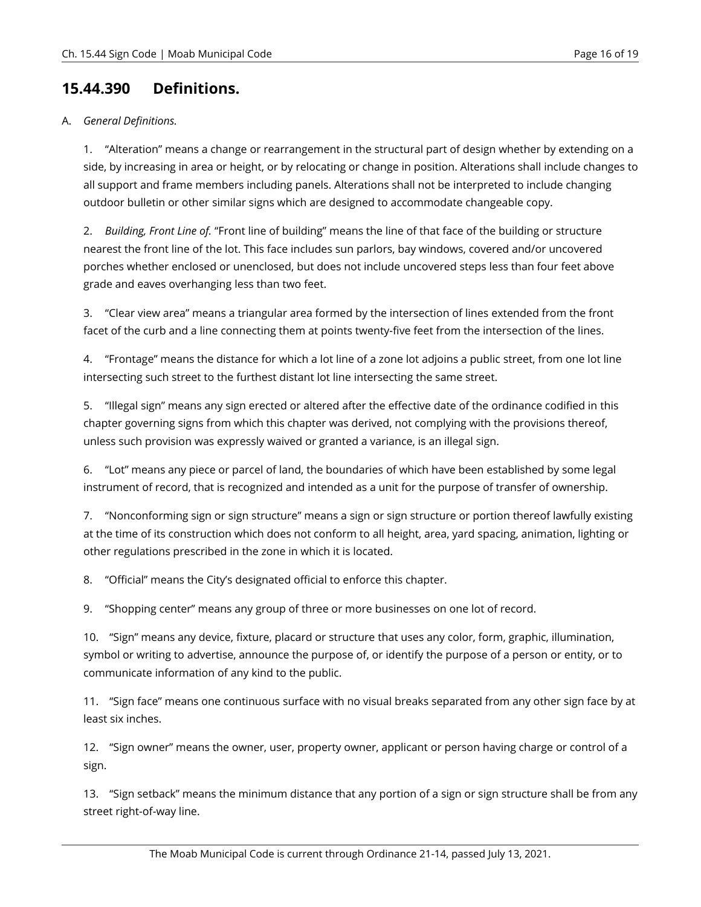## 15.44.390 Definitions.

A. *General Definitions.*

1. "Alteration" means a change or rearrangement in the structural part of design whether by extending on a side, by increasing in area or height, or by relocating or change in position. Alterations shall include changes to all support and frame members including panels. Alterations shall not be interpreted to include changing outdoor bulletin or other similar signs which are designed to accommodate changeable copy.

2. *Building, Front Line of.* "Front line of building" means the line of that face of the building or structure nearest the front line of the lot. This face includes sun parlors, bay windows, covered and/or uncovered porches whether enclosed or unenclosed, but does not include uncovered steps less than four feet above grade and eaves overhanging less than two feet.

3. "Clear view area" means a triangular area formed by the intersection of lines extended from the front facet of the curb and a line connecting them at points twenty-five feet from the intersection of the lines.

4. "Frontage" means the distance for which a lot line of a zone lot adjoins a public street, from one lot line intersecting such street to the furthest distant lot line intersecting the same street.

5. "Illegal sign" means any sign erected or altered after the effective date of the ordinance codified in this chapter governing signs from which this chapter was derived, not complying with the provisions thereof, unless such provision was expressly waived or granted a variance, is an illegal sign.

6. "Lot" means any piece or parcel of land, the boundaries of which have been established by some legal instrument of record, that is recognized and intended as a unit for the purpose of transfer of ownership.

7. "Nonconforming sign or sign structure" means a sign or sign structure or portion thereof lawfully existing at the time of its construction which does not conform to all height, area, yard spacing, animation, lighting or other regulations prescribed in the zone in which it is located.

8. "Official" means the City's designated official to enforce this chapter.

9. "Shopping center" means any group of three or more businesses on one lot of record.

10. "Sign" means any device, fixture, placard or structure that uses any color, form, graphic, illumination, symbol or writing to advertise, announce the purpose of, or identify the purpose of a person or entity, or to communicate information of any kind to the public.

11. "Sign face" means one continuous surface with no visual breaks separated from any other sign face by at least six inches.

12. "Sign owner" means the owner, user, property owner, applicant or person having charge or control of a sign.

13. "Sign setback" means the minimum distance that any portion of a sign or sign structure shall be from any street right-of-way line.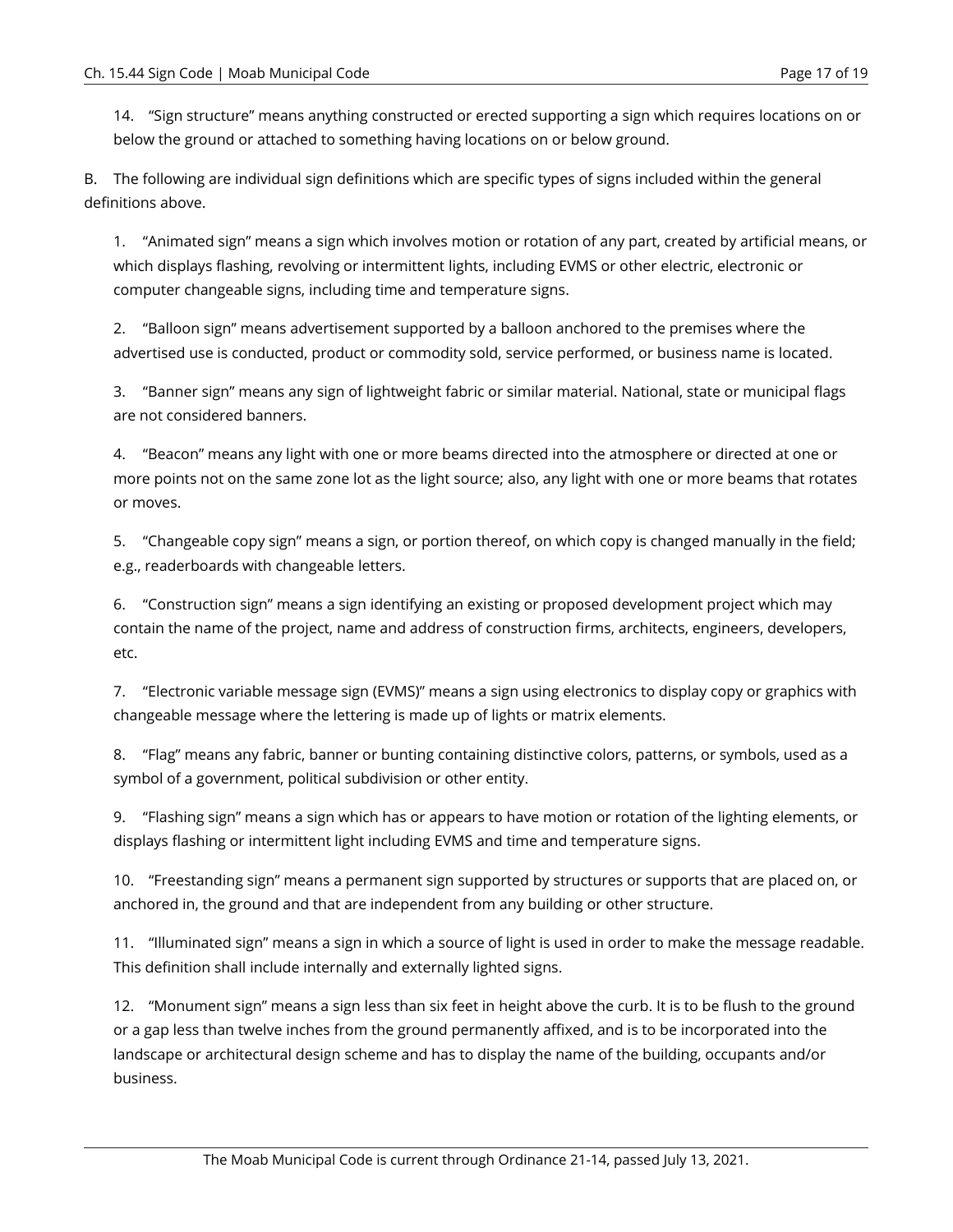14. "Sign structure" means anything constructed or erected supporting a sign which requires locations on or below the ground or attached to something having locations on or below ground.

B. The following are individual sign definitions which are specific types of signs included within the general definitions above.

1. "Animated sign" means a sign which involves motion or rotation of any part, created by artificial means, or which displays flashing, revolving or intermittent lights, including EVMS or other electric, electronic or computer changeable signs, including time and temperature signs.

2. "Balloon sign" means advertisement supported by a balloon anchored to the premises where the advertised use is conducted, product or commodity sold, service performed, or business name is located.

3. "Banner sign" means any sign of lightweight fabric or similar material. National, state or municipal flags are not considered banners.

4. "Beacon" means any light with one or more beams directed into the atmosphere or directed at one or more points not on the same zone lot as the light source; also, any light with one or more beams that rotates or moves.

5. "Changeable copy sign" means a sign, or portion thereof, on which copy is changed manually in the field; e.g., readerboards with changeable letters.

6. "Construction sign" means a sign identifying an existing or proposed development project which may contain the name of the project, name and address of construction firms, architects, engineers, developers, etc.

7. "Electronic variable message sign (EVMS)" means a sign using electronics to display copy or graphics with changeable message where the lettering is made up of lights or matrix elements.

8. "Flag" means any fabric, banner or bunting containing distinctive colors, patterns, or symbols, used as a symbol of a government, political subdivision or other entity.

9. "Flashing sign" means a sign which has or appears to have motion or rotation of the lighting elements, or displays flashing or intermittent light including EVMS and time and temperature signs.

10. "Freestanding sign" means a permanent sign supported by structures or supports that are placed on, or anchored in, the ground and that are independent from any building or other structure.

11. "Illuminated sign" means a sign in which a source of light is used in order to make the message readable. This definition shall include internally and externally lighted signs.

12. "Monument sign" means a sign less than six feet in height above the curb. It is to be flush to the ground or a gap less than twelve inches from the ground permanently affixed, and is to be incorporated into the landscape or architectural design scheme and has to display the name of the building, occupants and/or business.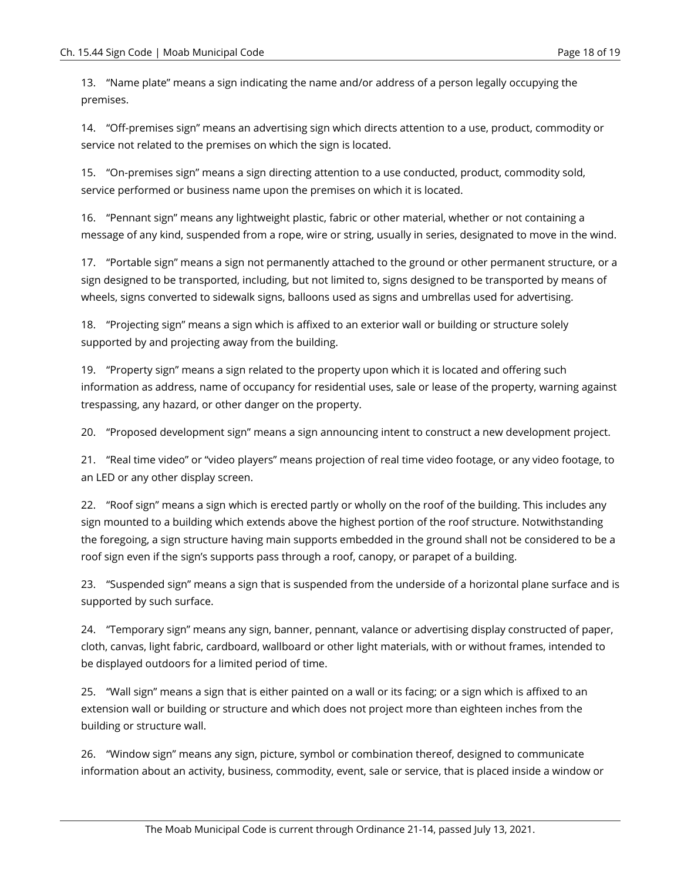13. "Name plate" means a sign indicating the name and/or address of a person legally occupying the premises.

14. "Off-premises sign" means an advertising sign which directs attention to a use, product, commodity or service not related to the premises on which the sign is located.

15. "On-premises sign" means a sign directing attention to a use conducted, product, commodity sold, service performed or business name upon the premises on which it is located.

16. "Pennant sign" means any lightweight plastic, fabric or other material, whether or not containing a message of any kind, suspended from a rope, wire or string, usually in series, designated to move in the wind.

17. "Portable sign" means a sign not permanently attached to the ground or other permanent structure, or a sign designed to be transported, including, but not limited to, signs designed to be transported by means of wheels, signs converted to sidewalk signs, balloons used as signs and umbrellas used for advertising.

18. "Projecting sign" means a sign which is affixed to an exterior wall or building or structure solely supported by and projecting away from the building.

19. "Property sign" means a sign related to the property upon which it is located and offering such information as address, name of occupancy for residential uses, sale or lease of the property, warning against trespassing, any hazard, or other danger on the property.

20. "Proposed development sign" means a sign announcing intent to construct a new development project.

21. "Real time video" or "video players" means projection of real time video footage, or any video footage, to an LED or any other display screen.

22. "Roof sign" means a sign which is erected partly or wholly on the roof of the building. This includes any sign mounted to a building which extends above the highest portion of the roof structure. Notwithstanding the foregoing, a sign structure having main supports embedded in the ground shall not be considered to be a roof sign even if the sign's supports pass through a roof, canopy, or parapet of a building.

23. "Suspended sign" means a sign that is suspended from the underside of a horizontal plane surface and is supported by such surface.

24. "Temporary sign" means any sign, banner, pennant, valance or advertising display constructed of paper, cloth, canvas, light fabric, cardboard, wallboard or other light materials, with or without frames, intended to be displayed outdoors for a limited period of time.

25. "Wall sign" means a sign that is either painted on a wall or its facing; or a sign which is affixed to an extension wall or building or structure and which does not project more than eighteen inches from the building or structure wall.

26. "Window sign" means any sign, picture, symbol or combination thereof, designed to communicate information about an activity, business, commodity, event, sale or service, that is placed inside a window or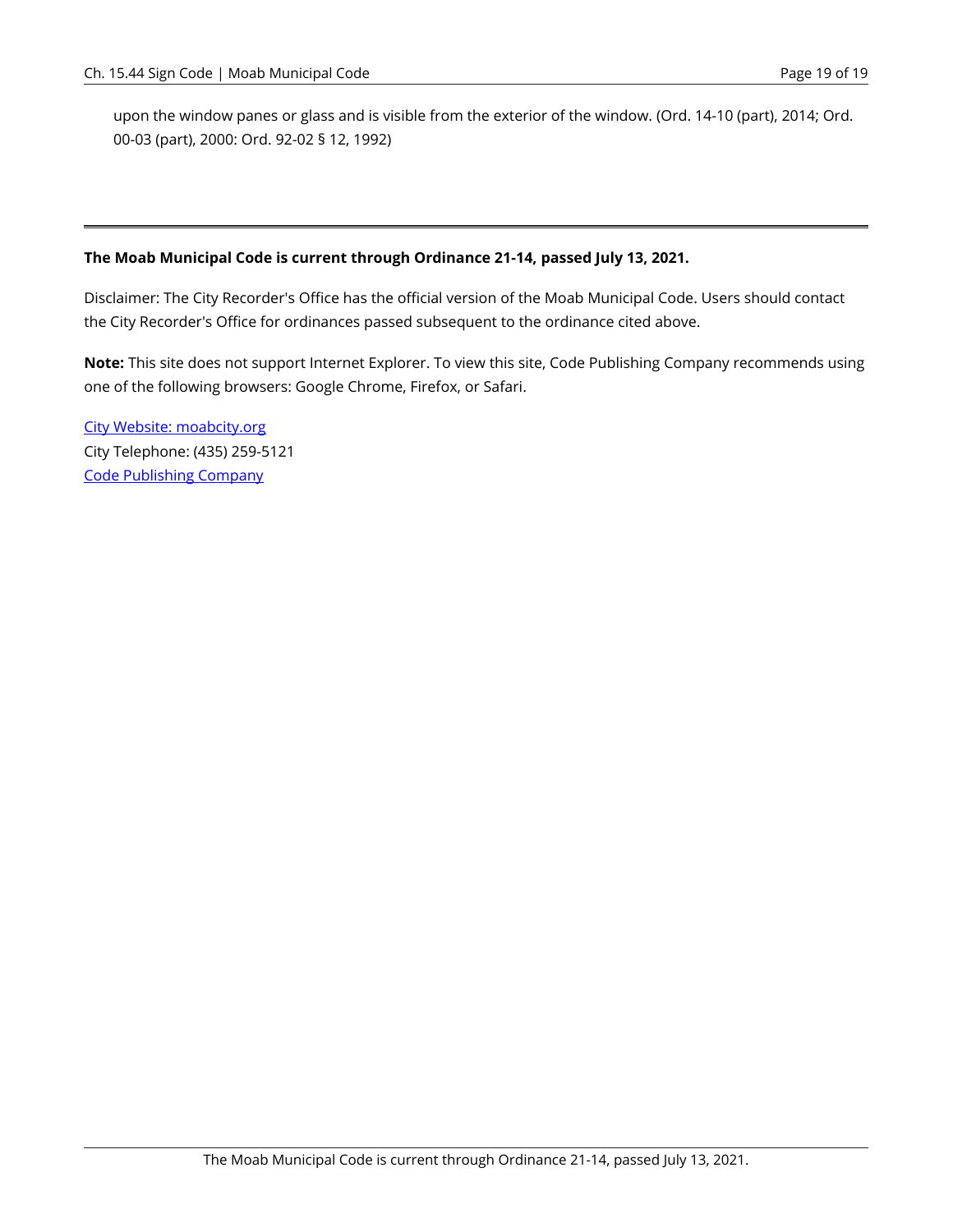upon the window panes or glass and is visible from the exterior of the window. (Ord. 14-10 (part), 2014; Ord. 00-03 (part), 2000: Ord. 92-02 § 12, 1992)

---

**The Moab Municipal Code is current through Ordinance 21-14, passed July 13, 2021.**

Disclaimer: The City Recorder's Office has the official version of the Moab Municipal Code. Users should contact the City Recorder's Office for ordinances passed subsequent to the ordinance cited above.

**Note:** This site does not support Internet Explorer. To view this site, Code Publishing Company recommends using one of the following browsers: Google Chrome, Firefox, or Safari.

City Website: moabcity.org
City Telephone: (435) 259-5121
Code Publishing Company